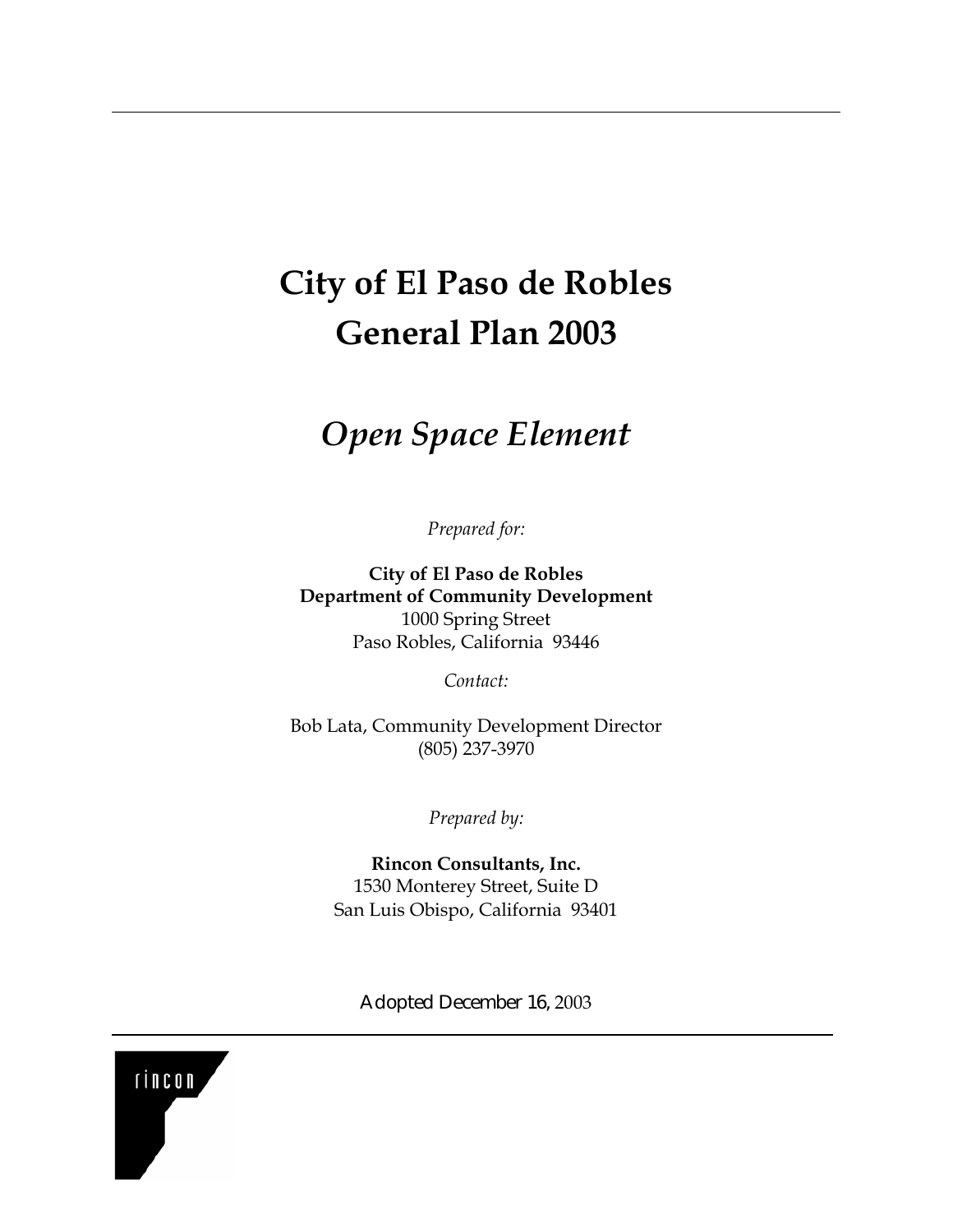# City of El Paso de Robles
# General Plan 2003

## *Open Space Element*

*Prepared for:*

**City of El Paso de Robles**
**Department of Community Development**
1000 Spring Street
Paso Robles, California 93446

*Contact:*

Bob Lata, Community Development Director
(805) 237-3970

*Prepared by:*

**Rincon Consultants, Inc.**
1530 Monterey Street, Suite D
San Luis Obispo, California 93401

Adopted December 16, 2003

rincon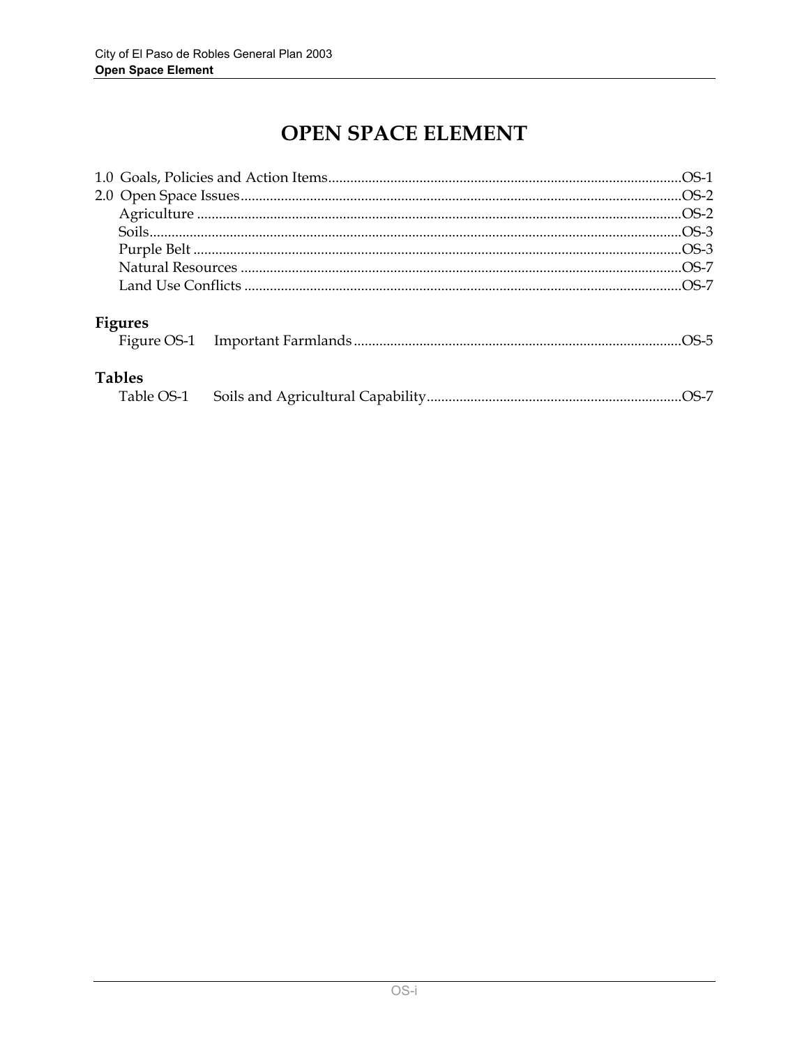# OPEN SPACE ELEMENT

1.0 Goals, Policies and Action Items....................................................................................................OS-1
2.0 Open Space Issues.........................................................................................................................OS-2
  Agriculture .......................................................................................................................................OS-2
  Soils...................................................................................................................................................OS-3
  Purple Belt ........................................................................................................................................OS-3
  Natural Resources ...........................................................................................................................OS-7
  Land Use Conflicts ..........................................................................................................................OS-7

**Figures**

  Figure OS-1  Important Farmlands ..........................................................................................OS-5

**Tables**

  Table OS-1  Soils and Agricultural Capability......................................................................OS-7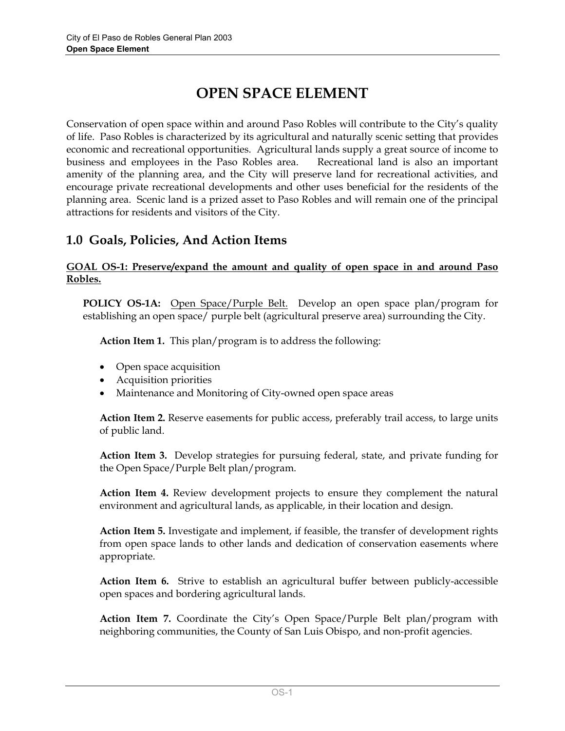# OPEN SPACE ELEMENT

Conservation of open space within and around Paso Robles will contribute to the City's quality of life. Paso Robles is characterized by its agricultural and naturally scenic setting that provides economic and recreational opportunities. Agricultural lands supply a great source of income to business and employees in the Paso Robles area. Recreational land is also an important amenity of the planning area, and the City will preserve land for recreational activities, and encourage private recreational developments and other uses beneficial for the residents of the planning area. Scenic land is a prized asset to Paso Robles and will remain one of the principal attractions for residents and visitors of the City.

## 1.0 Goals, Policies, And Action Items

**GOAL OS-1: Preserve/expand the amount and quality of open space in and around Paso Robles.**

**POLICY OS-1A:** Open Space/Purple Belt. Develop an open space plan/program for establishing an open space/ purple belt (agricultural preserve area) surrounding the City.

**Action Item 1.** This plan/program is to address the following:

- Open space acquisition
- Acquisition priorities
- Maintenance and Monitoring of City-owned open space areas

**Action Item 2.** Reserve easements for public access, preferably trail access, to large units of public land.

**Action Item 3.** Develop strategies for pursuing federal, state, and private funding for the Open Space/Purple Belt plan/program.

**Action Item 4.** Review development projects to ensure they complement the natural environment and agricultural lands, as applicable, in their location and design.

**Action Item 5.** Investigate and implement, if feasible, the transfer of development rights from open space lands to other lands and dedication of conservation easements where appropriate.

**Action Item 6.** Strive to establish an agricultural buffer between publicly-accessible open spaces and bordering agricultural lands.

**Action Item 7.** Coordinate the City's Open Space/Purple Belt plan/program with neighboring communities, the County of San Luis Obispo, and non-profit agencies.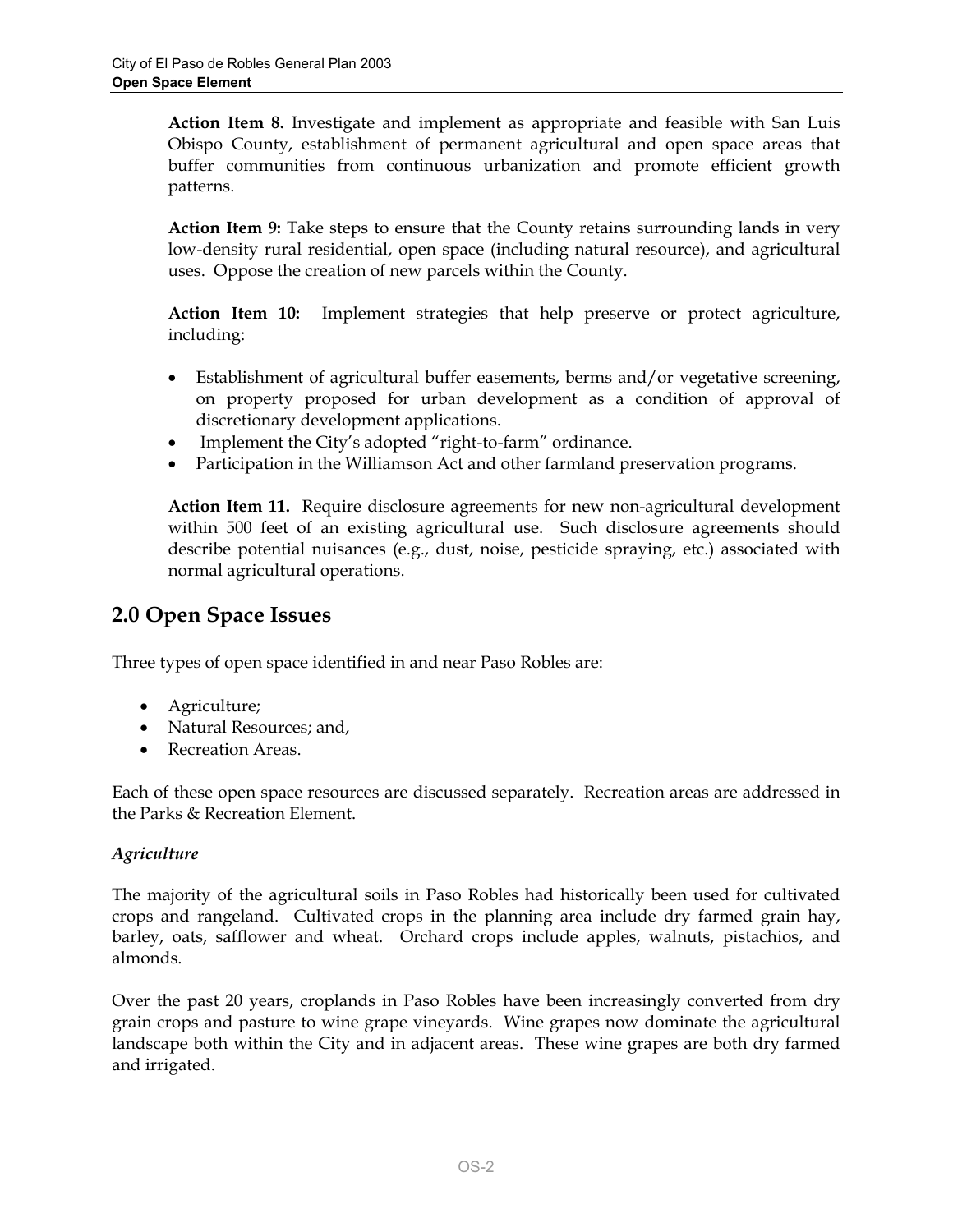**Action Item 8.** Investigate and implement as appropriate and feasible with San Luis Obispo County, establishment of permanent agricultural and open space areas that buffer communities from continuous urbanization and promote efficient growth patterns.

**Action Item 9:** Take steps to ensure that the County retains surrounding lands in very low-density rural residential, open space (including natural resource), and agricultural uses. Oppose the creation of new parcels within the County.

**Action Item 10:** Implement strategies that help preserve or protect agriculture, including:

- Establishment of agricultural buffer easements, berms and/or vegetative screening, on property proposed for urban development as a condition of approval of discretionary development applications.
- Implement the City's adopted "right-to-farm" ordinance.
- Participation in the Williamson Act and other farmland preservation programs.

**Action Item 11.** Require disclosure agreements for new non-agricultural development within 500 feet of an existing agricultural use. Such disclosure agreements should describe potential nuisances (e.g., dust, noise, pesticide spraying, etc.) associated with normal agricultural operations.

## 2.0 Open Space Issues

Three types of open space identified in and near Paso Robles are:

- Agriculture;
- Natural Resources; and,
- Recreation Areas.

Each of these open space resources are discussed separately. Recreation areas are addressed in the Parks & Recreation Element.

### *Agriculture*

The majority of the agricultural soils in Paso Robles had historically been used for cultivated crops and rangeland. Cultivated crops in the planning area include dry farmed grain hay, barley, oats, safflower and wheat. Orchard crops include apples, walnuts, pistachios, and almonds.

Over the past 20 years, croplands in Paso Robles have been increasingly converted from dry grain crops and pasture to wine grape vineyards. Wine grapes now dominate the agricultural landscape both within the City and in adjacent areas. These wine grapes are both dry farmed and irrigated.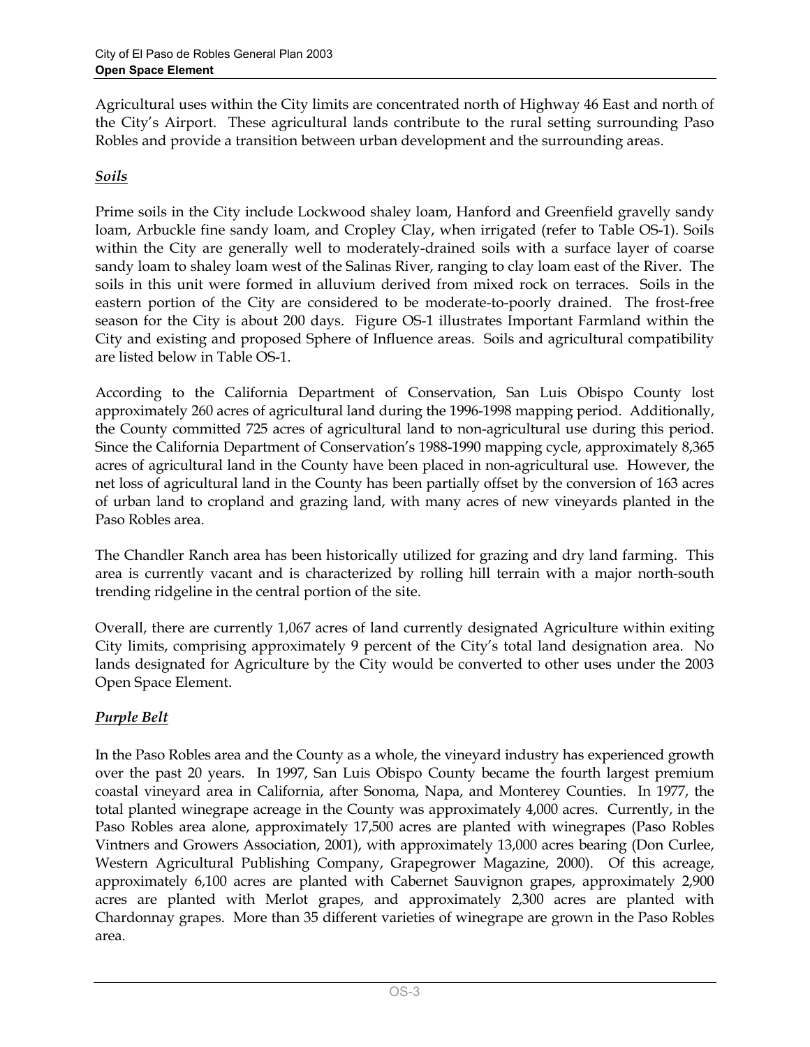Agricultural uses within the City limits are concentrated north of Highway 46 East and north of the City's Airport. These agricultural lands contribute to the rural setting surrounding Paso Robles and provide a transition between urban development and the surrounding areas.

### *Soils*

Prime soils in the City include Lockwood shaley loam, Hanford and Greenfield gravelly sandy loam, Arbuckle fine sandy loam, and Cropley Clay, when irrigated (refer to Table OS-1). Soils within the City are generally well to moderately-drained soils with a surface layer of coarse sandy loam to shaley loam west of the Salinas River, ranging to clay loam east of the River. The soils in this unit were formed in alluvium derived from mixed rock on terraces. Soils in the eastern portion of the City are considered to be moderate-to-poorly drained. The frost-free season for the City is about 200 days. Figure OS-1 illustrates Important Farmland within the City and existing and proposed Sphere of Influence areas. Soils and agricultural compatibility are listed below in Table OS-1.

According to the California Department of Conservation, San Luis Obispo County lost approximately 260 acres of agricultural land during the 1996-1998 mapping period. Additionally, the County committed 725 acres of agricultural land to non-agricultural use during this period. Since the California Department of Conservation's 1988-1990 mapping cycle, approximately 8,365 acres of agricultural land in the County have been placed in non-agricultural use. However, the net loss of agricultural land in the County has been partially offset by the conversion of 163 acres of urban land to cropland and grazing land, with many acres of new vineyards planted in the Paso Robles area.

The Chandler Ranch area has been historically utilized for grazing and dry land farming. This area is currently vacant and is characterized by rolling hill terrain with a major north-south trending ridgeline in the central portion of the site.

Overall, there are currently 1,067 acres of land currently designated Agriculture within exiting City limits, comprising approximately 9 percent of the City's total land designation area. No lands designated for Agriculture by the City would be converted to other uses under the 2003 Open Space Element.

### *Purple Belt*

In the Paso Robles area and the County as a whole, the vineyard industry has experienced growth over the past 20 years. In 1997, San Luis Obispo County became the fourth largest premium coastal vineyard area in California, after Sonoma, Napa, and Monterey Counties. In 1977, the total planted winegrape acreage in the County was approximately 4,000 acres. Currently, in the Paso Robles area alone, approximately 17,500 acres are planted with winegrapes (Paso Robles Vintners and Growers Association, 2001), with approximately 13,000 acres bearing (Don Curlee, Western Agricultural Publishing Company, Grapegrower Magazine, 2000). Of this acreage, approximately 6,100 acres are planted with Cabernet Sauvignon grapes, approximately 2,900 acres are planted with Merlot grapes, and approximately 2,300 acres are planted with Chardonnay grapes. More than 35 different varieties of winegrape are grown in the Paso Robles area.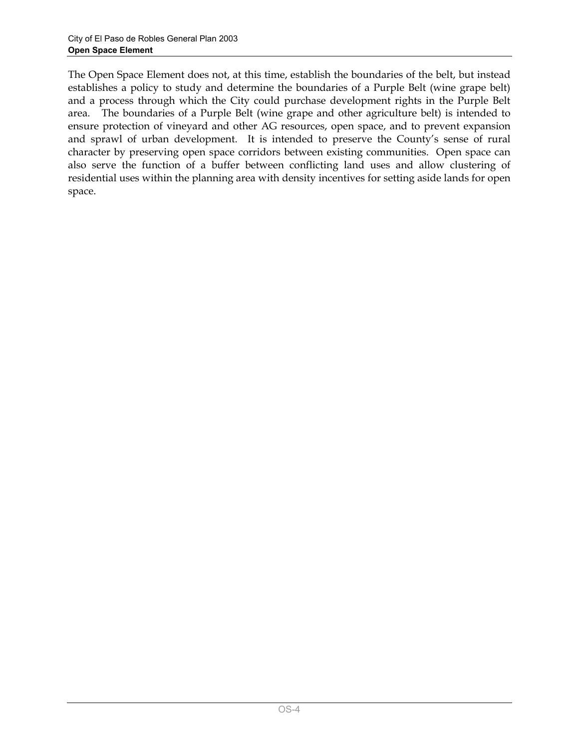The Open Space Element does not, at this time, establish the boundaries of the belt, but instead establishes a policy to study and determine the boundaries of a Purple Belt (wine grape belt) and a process through which the City could purchase development rights in the Purple Belt area. The boundaries of a Purple Belt (wine grape and other agriculture belt) is intended to ensure protection of vineyard and other AG resources, open space, and to prevent expansion and sprawl of urban development. It is intended to preserve the County's sense of rural character by preserving open space corridors between existing communities. Open space can also serve the function of a buffer between conflicting land uses and allow clustering of residential uses within the planning area with density incentives for setting aside lands for open space.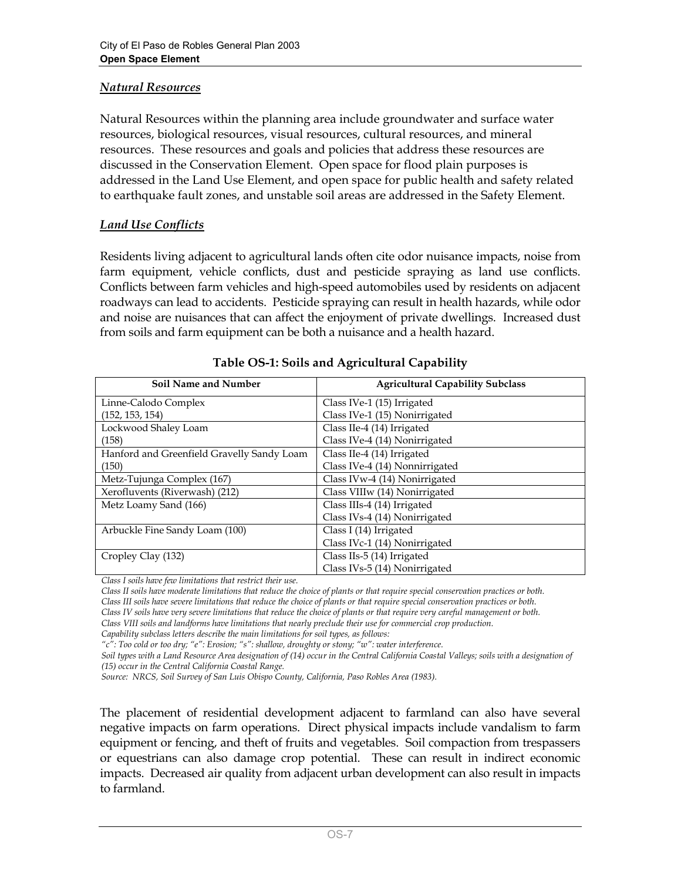### *Natural Resources*

Natural Resources within the planning area include groundwater and surface water resources, biological resources, visual resources, cultural resources, and mineral resources. These resources and goals and policies that address these resources are discussed in the Conservation Element. Open space for flood plain purposes is addressed in the Land Use Element, and open space for public health and safety related to earthquake fault zones, and unstable soil areas are addressed in the Safety Element.

### *Land Use Conflicts*

Residents living adjacent to agricultural lands often cite odor nuisance impacts, noise from farm equipment, vehicle conflicts, dust and pesticide spraying as land use conflicts. Conflicts between farm vehicles and high-speed automobiles used by residents on adjacent roadways can lead to accidents. Pesticide spraying can result in health hazards, while odor and noise are nuisances that can affect the enjoyment of private dwellings. Increased dust from soils and farm equipment can be both a nuisance and a health hazard.

**Table OS-1: Soils and Agricultural Capability**

| Soil Name and Number | Agricultural Capability Subclass |
|---|---|
| Linne-Calodo Complex (152, 153, 154) | Class IVe-1 (15) Irrigated<br>Class IVe-1 (15) Nonirrigated |
| Lockwood Shaley Loam (158) | Class IIe-4 (14) Irrigated<br>Class IVe-4 (14) Nonirrigated |
| Hanford and Greenfield Gravelly Sandy Loam (150) | Class IIe-4 (14) Irrigated<br>Class IVe-4 (14) Nonnirrigated |
| Metz-Tujunga Complex (167) | Class IVw-4 (14) Nonirrigated |
| Xerofluvents (Riverwash) (212) | Class VIIIw (14) Nonirrigated |
| Metz Loamy Sand (166) | Class IIIs-4 (14) Irrigated<br>Class IVs-4 (14) Nonirrigated |
| Arbuckle Fine Sandy Loam (100) | Class I (14) Irrigated<br>Class IVc-1 (14) Nonirrigated |
| Cropley Clay (132) | Class IIs-5 (14) Irrigated<br>Class IVs-5 (14) Nonirrigated |

*Class I soils have few limitations that restrict their use.*
*Class II soils have moderate limitations that reduce the choice of plants or that require special conservation practices or both.*
*Class III soils have severe limitations that reduce the choice of plants or that require special conservation practices or both.*
*Class IV soils have very severe limitations that reduce the choice of plants or that require very careful management or both.*
*Class VIII soils and landforms have limitations that nearly preclude their use for commercial crop production.*
*Capability subclass letters describe the main limitations for soil types, as follows:*
*"c": Too cold or too dry; "e": Erosion; "s": shallow, droughty or stony; "w": water interference.*
*Soil types with a Land Resource Area designation of (14) occur in the Central California Coastal Valleys; soils with a designation of (15) occur in the Central California Coastal Range.*
*Source: NRCS, Soil Survey of San Luis Obispo County, California, Paso Robles Area (1983).*

The placement of residential development adjacent to farmland can also have several negative impacts on farm operations. Direct physical impacts include vandalism to farm equipment or fencing, and theft of fruits and vegetables. Soil compaction from trespassers or equestrians can also damage crop potential. These can result in indirect economic impacts. Decreased air quality from adjacent urban development can also result in impacts to farmland.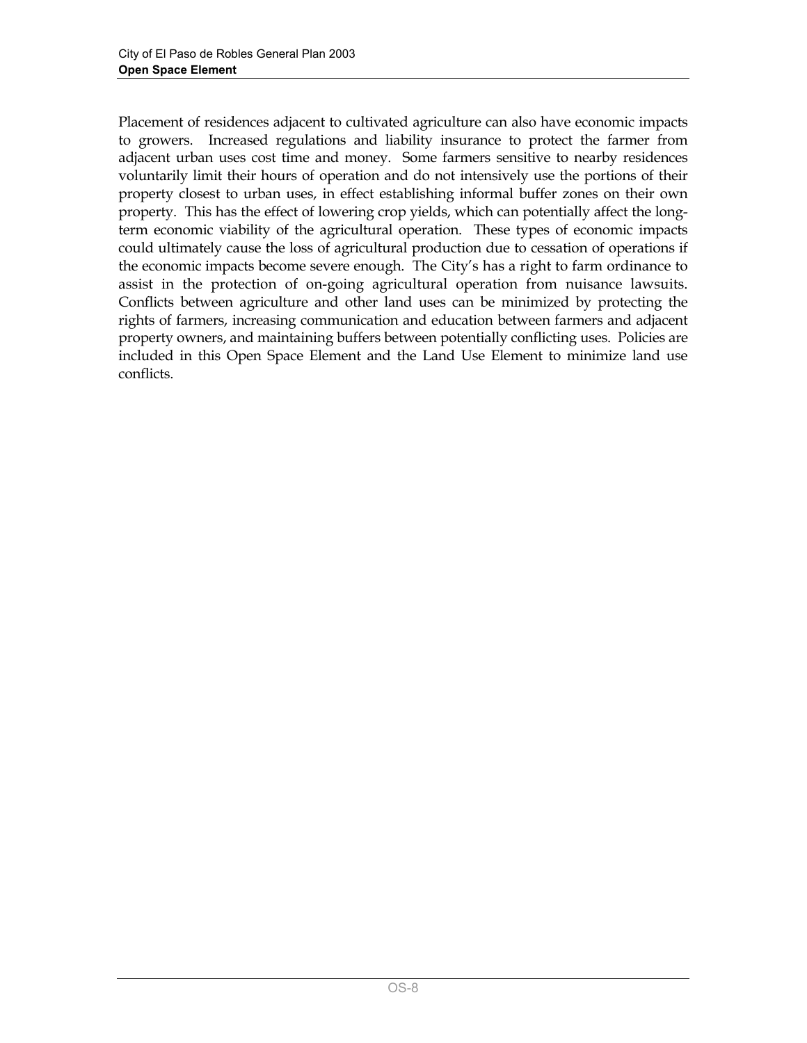Placement of residences adjacent to cultivated agriculture can also have economic impacts to growers. Increased regulations and liability insurance to protect the farmer from adjacent urban uses cost time and money. Some farmers sensitive to nearby residences voluntarily limit their hours of operation and do not intensively use the portions of their property closest to urban uses, in effect establishing informal buffer zones on their own property. This has the effect of lowering crop yields, which can potentially affect the long-term economic viability of the agricultural operation. These types of economic impacts could ultimately cause the loss of agricultural production due to cessation of operations if the economic impacts become severe enough. The City's has a right to farm ordinance to assist in the protection of on-going agricultural operation from nuisance lawsuits. Conflicts between agriculture and other land uses can be minimized by protecting the rights of farmers, increasing communication and education between farmers and adjacent property owners, and maintaining buffers between potentially conflicting uses. Policies are included in this Open Space Element and the Land Use Element to minimize land use conflicts.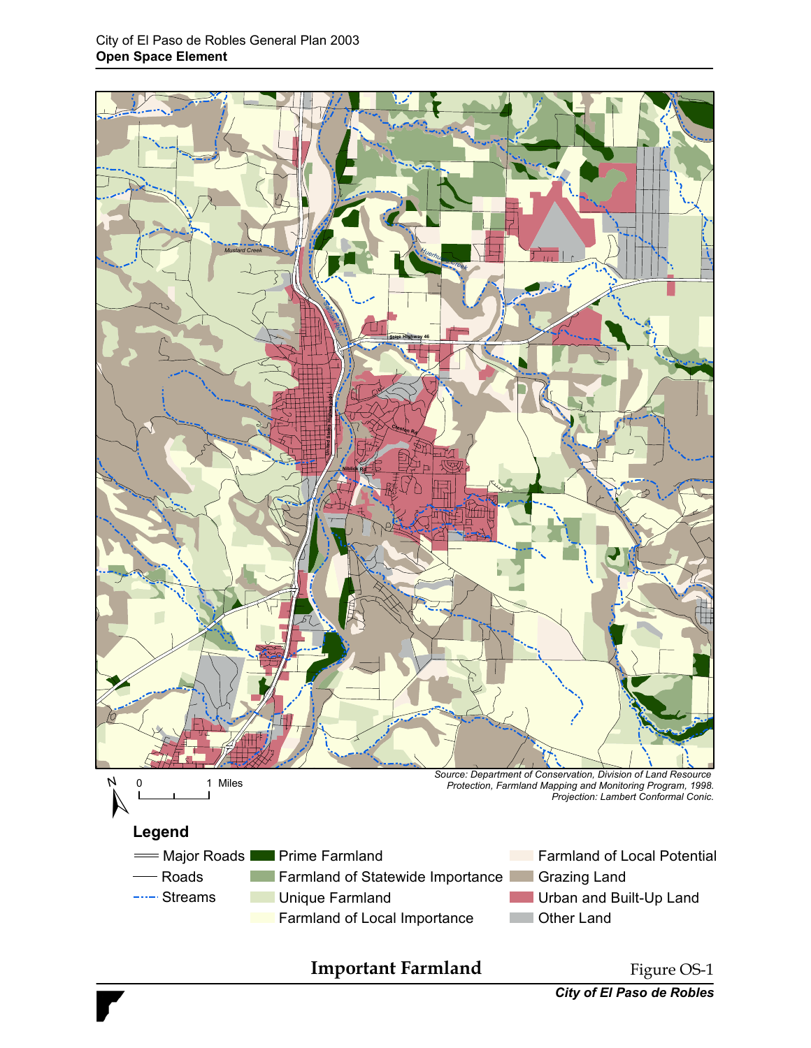Mustard Creek

Huerhuero Creek

Salinas River

State Highway 46

United States Highway 101

Creston Rd

Niblick Rd

N

0 1 Miles

*Source: Department of Conservation, Division of Land Resource Protection, Farmland Mapping and Monitoring Program, 1998.*
*Projection: Lambert Conformal Conic.*

**Legend**

Major Roads
Roads
Streams
Prime Farmland
Farmland of Statewide Importance
Unique Farmland
Farmland of Local Importance
Farmland of Local Potential
Grazing Land
Urban and Built-Up Land
Other Land

**Important Farmland**

Figure OS-1